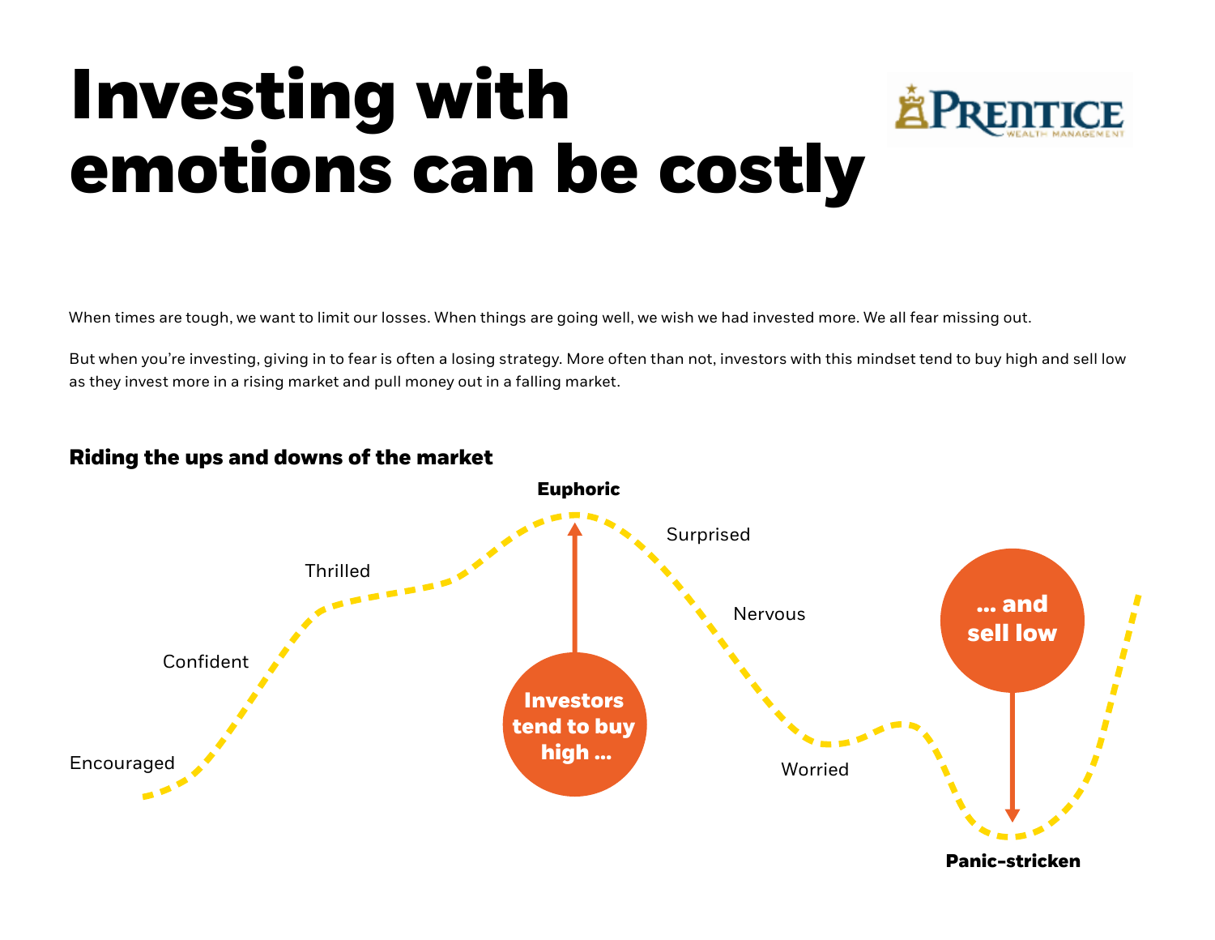# Investing with emotions can be costly

PRENTICE WEALTH MANAGEMENT

When times are tough, we want to limit our losses. When things are going well, we wish we had invested more. We all fear missing out.

But when you're investing, giving in to fear is often a losing strategy. More often than not, investors with this mindset tend to buy high and sell low as they invest more in a rising market and pull money out in a falling market.

### Riding the ups and downs of the market

Encouraged

Confident

Thrilled

**Euphoric**

**Investors tend to buy high …**

Surprised

Nervous

Worried

**… and sell low**

**Panic-stricken**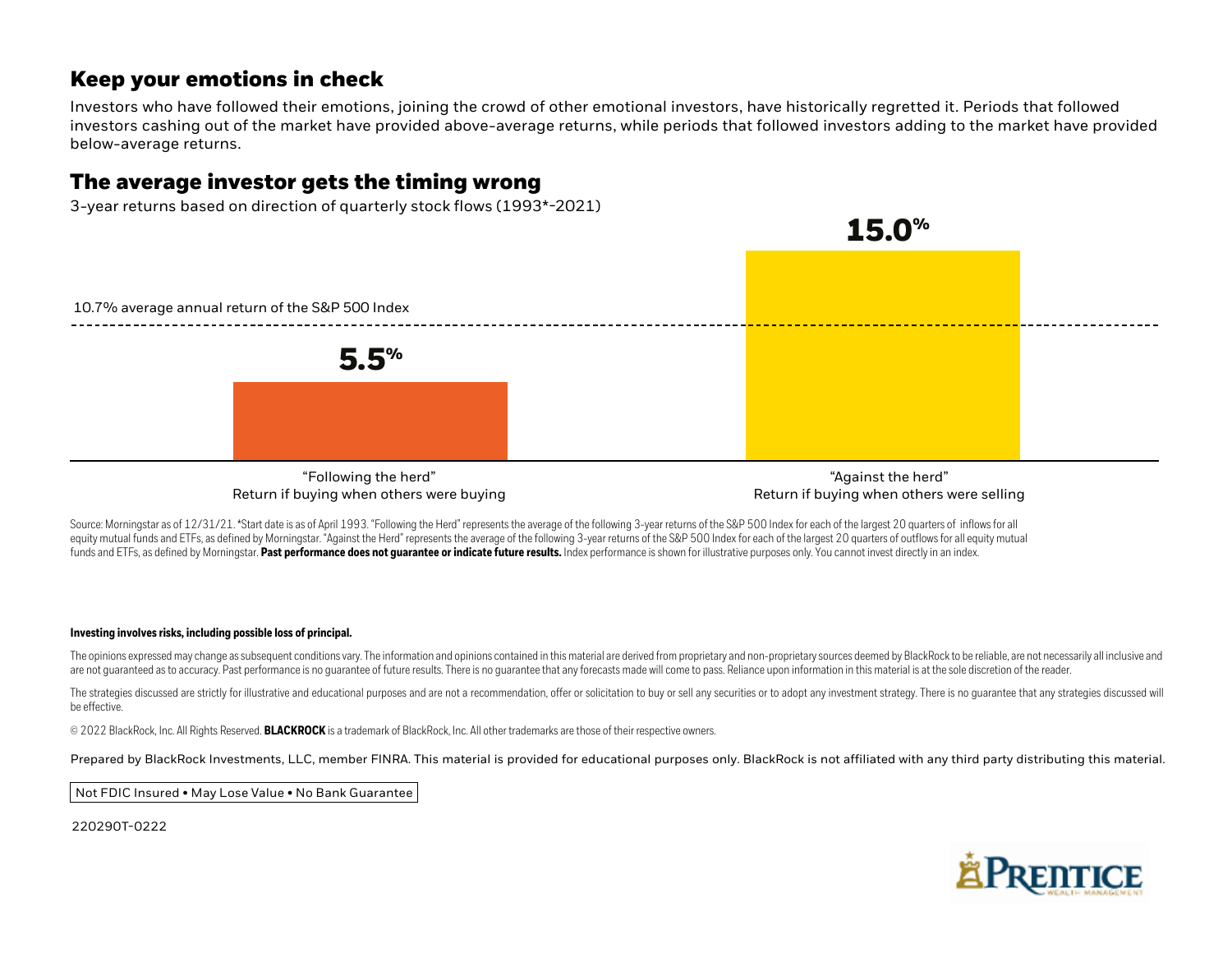## Keep your emotions in check

Investors who have followed their emotions, joining the crowd of other emotional investors, have historically regretted it. Periods that followed investors cashing out of the market have provided above-average returns, while periods that followed investors adding to the market have provided below-average returns.

## The average investor gets the timing wrong

3-year returns based on direction of quarterly stock flows (1993*-2021)

15.0%

10.7% average annual return of the S&P 500 Index

5.5%

"Following the herd"
Return if buying when others were buying

"Against the herd"
Return if buying when others were selling

Source: Morningstar as of 12/31/21. *Start date is as of April 1993. "Following the Herd" represents the average of the following 3-year returns of the S&P 500 Index for each of the largest 20 quarters of inflows for all equity mutual funds and ETFs, as defined by Morningstar. "Against the Herd" represents the average of the following 3-year returns of the S&P 500 Index for each of the largest 20 quarters of outflows for all equity mutual funds and ETFs, as defined by Morningstar. **Past performance does not guarantee or indicate future results.** Index performance is shown for illustrative purposes only. You cannot invest directly in an index.

**Investing involves risks, including possible loss of principal.**

The opinions expressed may change as subsequent conditions vary. The information and opinions contained in this material are derived from proprietary and non-proprietary sources deemed by BlackRock to be reliable, are not necessarily all inclusive and are not guaranteed as to accuracy. Past performance is no guarantee of future results. There is no guarantee that any forecasts made will come to pass. Reliance upon information in this material is at the sole discretion of the reader.

The strategies discussed are strictly for illustrative and educational purposes and are not a recommendation, offer or solicitation to buy or sell any securities or to adopt any investment strategy. There is no guarantee that any strategies discussed will be effective.

© 2022 BlackRock, Inc. All Rights Reserved. **BLACKROCK** is a trademark of BlackRock, Inc. All other trademarks are those of their respective owners.

Prepared by BlackRock Investments, LLC, member FINRA. This material is provided for educational purposes only. BlackRock is not affiliated with any third party distributing this material.

Not FDIC Insured • May Lose Value • No Bank Guarantee

220290T-0222

PRENTICE WEALTH MANAGEMENT